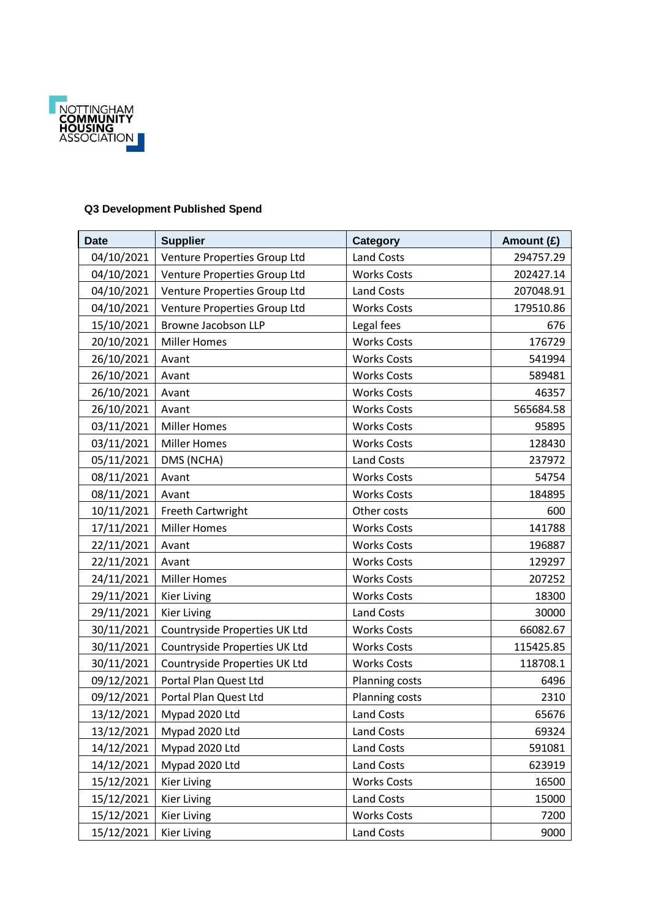NOTTINGHAM COMMUNITY HOUSING ASSOCIATION

**Q3 Development Published Spend**

| Date | Supplier | Category | Amount (£) |
|---|---|---|---|
| 04/10/2021 | Venture Properties Group Ltd | Land Costs | 294757.29 |
| 04/10/2021 | Venture Properties Group Ltd | Works Costs | 202427.14 |
| 04/10/2021 | Venture Properties Group Ltd | Land Costs | 207048.91 |
| 04/10/2021 | Venture Properties Group Ltd | Works Costs | 179510.86 |
| 15/10/2021 | Browne Jacobson LLP | Legal fees | 676 |
| 20/10/2021 | Miller Homes | Works Costs | 176729 |
| 26/10/2021 | Avant | Works Costs | 541994 |
| 26/10/2021 | Avant | Works Costs | 589481 |
| 26/10/2021 | Avant | Works Costs | 46357 |
| 26/10/2021 | Avant | Works Costs | 565684.58 |
| 03/11/2021 | Miller Homes | Works Costs | 95895 |
| 03/11/2021 | Miller Homes | Works Costs | 128430 |
| 05/11/2021 | DMS (NCHA) | Land Costs | 237972 |
| 08/11/2021 | Avant | Works Costs | 54754 |
| 08/11/2021 | Avant | Works Costs | 184895 |
| 10/11/2021 | Freeth Cartwright | Other costs | 600 |
| 17/11/2021 | Miller Homes | Works Costs | 141788 |
| 22/11/2021 | Avant | Works Costs | 196887 |
| 22/11/2021 | Avant | Works Costs | 129297 |
| 24/11/2021 | Miller Homes | Works Costs | 207252 |
| 29/11/2021 | Kier Living | Works Costs | 18300 |
| 29/11/2021 | Kier Living | Land Costs | 30000 |
| 30/11/2021 | Countryside Properties UK Ltd | Works Costs | 66082.67 |
| 30/11/2021 | Countryside Properties UK Ltd | Works Costs | 115425.85 |
| 30/11/2021 | Countryside Properties UK Ltd | Works Costs | 118708.1 |
| 09/12/2021 | Portal Plan Quest Ltd | Planning costs | 6496 |
| 09/12/2021 | Portal Plan Quest Ltd | Planning costs | 2310 |
| 13/12/2021 | Mypad 2020 Ltd | Land Costs | 65676 |
| 13/12/2021 | Mypad 2020 Ltd | Land Costs | 69324 |
| 14/12/2021 | Mypad 2020 Ltd | Land Costs | 591081 |
| 14/12/2021 | Mypad 2020 Ltd | Land Costs | 623919 |
| 15/12/2021 | Kier Living | Works Costs | 16500 |
| 15/12/2021 | Kier Living | Land Costs | 15000 |
| 15/12/2021 | Kier Living | Works Costs | 7200 |
| 15/12/2021 | Kier Living | Land Costs | 9000 |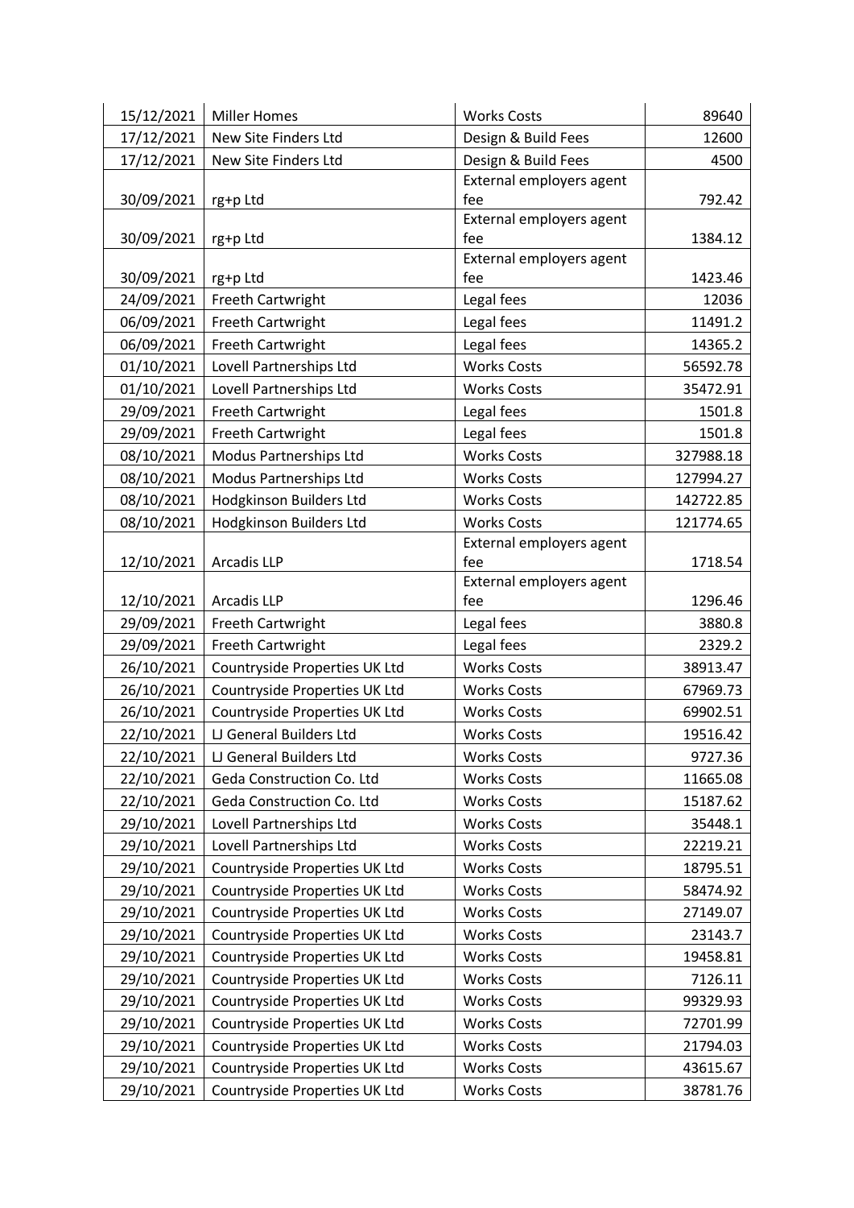| | | | |
|---|---|---|---|
| 15/12/2021 | Miller Homes | Works Costs | 89640 |
| 17/12/2021 | New Site Finders Ltd | Design & Build Fees | 12600 |
| 17/12/2021 | New Site Finders Ltd | Design & Build Fees | 4500 |
| 30/09/2021 | rg+p Ltd | External employers agent fee | 792.42 |
| 30/09/2021 | rg+p Ltd | External employers agent fee | 1384.12 |
| 30/09/2021 | rg+p Ltd | External employers agent fee | 1423.46 |
| 24/09/2021 | Freeth Cartwright | Legal fees | 12036 |
| 06/09/2021 | Freeth Cartwright | Legal fees | 11491.2 |
| 06/09/2021 | Freeth Cartwright | Legal fees | 14365.2 |
| 01/10/2021 | Lovell Partnerships Ltd | Works Costs | 56592.78 |
| 01/10/2021 | Lovell Partnerships Ltd | Works Costs | 35472.91 |
| 29/09/2021 | Freeth Cartwright | Legal fees | 1501.8 |
| 29/09/2021 | Freeth Cartwright | Legal fees | 1501.8 |
| 08/10/2021 | Modus Partnerships Ltd | Works Costs | 327988.18 |
| 08/10/2021 | Modus Partnerships Ltd | Works Costs | 127994.27 |
| 08/10/2021 | Hodgkinson Builders Ltd | Works Costs | 142722.85 |
| 08/10/2021 | Hodgkinson Builders Ltd | Works Costs | 121774.65 |
| 12/10/2021 | Arcadis LLP | External employers agent fee | 1718.54 |
| 12/10/2021 | Arcadis LLP | External employers agent fee | 1296.46 |
| 29/09/2021 | Freeth Cartwright | Legal fees | 3880.8 |
| 29/09/2021 | Freeth Cartwright | Legal fees | 2329.2 |
| 26/10/2021 | Countryside Properties UK Ltd | Works Costs | 38913.47 |
| 26/10/2021 | Countryside Properties UK Ltd | Works Costs | 67969.73 |
| 26/10/2021 | Countryside Properties UK Ltd | Works Costs | 69902.51 |
| 22/10/2021 | LJ General Builders Ltd | Works Costs | 19516.42 |
| 22/10/2021 | LJ General Builders Ltd | Works Costs | 9727.36 |
| 22/10/2021 | Geda Construction Co. Ltd | Works Costs | 11665.08 |
| 22/10/2021 | Geda Construction Co. Ltd | Works Costs | 15187.62 |
| 29/10/2021 | Lovell Partnerships Ltd | Works Costs | 35448.1 |
| 29/10/2021 | Lovell Partnerships Ltd | Works Costs | 22219.21 |
| 29/10/2021 | Countryside Properties UK Ltd | Works Costs | 18795.51 |
| 29/10/2021 | Countryside Properties UK Ltd | Works Costs | 58474.92 |
| 29/10/2021 | Countryside Properties UK Ltd | Works Costs | 27149.07 |
| 29/10/2021 | Countryside Properties UK Ltd | Works Costs | 23143.7 |
| 29/10/2021 | Countryside Properties UK Ltd | Works Costs | 19458.81 |
| 29/10/2021 | Countryside Properties UK Ltd | Works Costs | 7126.11 |
| 29/10/2021 | Countryside Properties UK Ltd | Works Costs | 99329.93 |
| 29/10/2021 | Countryside Properties UK Ltd | Works Costs | 72701.99 |
| 29/10/2021 | Countryside Properties UK Ltd | Works Costs | 21794.03 |
| 29/10/2021 | Countryside Properties UK Ltd | Works Costs | 43615.67 |
| 29/10/2021 | Countryside Properties UK Ltd | Works Costs | 38781.76 |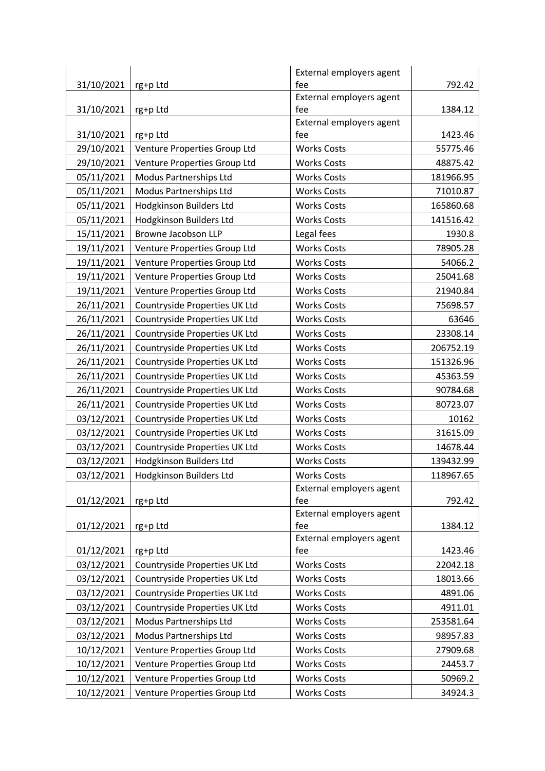| | | | |
|---|---|---|---|
| 31/10/2021 | rg+p Ltd | External employers agent fee | 792.42 |
| 31/10/2021 | rg+p Ltd | External employers agent fee | 1384.12 |
| 31/10/2021 | rg+p Ltd | External employers agent fee | 1423.46 |
| 29/10/2021 | Venture Properties Group Ltd | Works Costs | 55775.46 |
| 29/10/2021 | Venture Properties Group Ltd | Works Costs | 48875.42 |
| 05/11/2021 | Modus Partnerships Ltd | Works Costs | 181966.95 |
| 05/11/2021 | Modus Partnerships Ltd | Works Costs | 71010.87 |
| 05/11/2021 | Hodgkinson Builders Ltd | Works Costs | 165860.68 |
| 05/11/2021 | Hodgkinson Builders Ltd | Works Costs | 141516.42 |
| 15/11/2021 | Browne Jacobson LLP | Legal fees | 1930.8 |
| 19/11/2021 | Venture Properties Group Ltd | Works Costs | 78905.28 |
| 19/11/2021 | Venture Properties Group Ltd | Works Costs | 54066.2 |
| 19/11/2021 | Venture Properties Group Ltd | Works Costs | 25041.68 |
| 19/11/2021 | Venture Properties Group Ltd | Works Costs | 21940.84 |
| 26/11/2021 | Countryside Properties UK Ltd | Works Costs | 75698.57 |
| 26/11/2021 | Countryside Properties UK Ltd | Works Costs | 63646 |
| 26/11/2021 | Countryside Properties UK Ltd | Works Costs | 23308.14 |
| 26/11/2021 | Countryside Properties UK Ltd | Works Costs | 206752.19 |
| 26/11/2021 | Countryside Properties UK Ltd | Works Costs | 151326.96 |
| 26/11/2021 | Countryside Properties UK Ltd | Works Costs | 45363.59 |
| 26/11/2021 | Countryside Properties UK Ltd | Works Costs | 90784.68 |
| 26/11/2021 | Countryside Properties UK Ltd | Works Costs | 80723.07 |
| 03/12/2021 | Countryside Properties UK Ltd | Works Costs | 10162 |
| 03/12/2021 | Countryside Properties UK Ltd | Works Costs | 31615.09 |
| 03/12/2021 | Countryside Properties UK Ltd | Works Costs | 14678.44 |
| 03/12/2021 | Hodgkinson Builders Ltd | Works Costs | 139432.99 |
| 03/12/2021 | Hodgkinson Builders Ltd | Works Costs | 118967.65 |
| 01/12/2021 | rg+p Ltd | External employers agent fee | 792.42 |
| 01/12/2021 | rg+p Ltd | External employers agent fee | 1384.12 |
| 01/12/2021 | rg+p Ltd | External employers agent fee | 1423.46 |
| 03/12/2021 | Countryside Properties UK Ltd | Works Costs | 22042.18 |
| 03/12/2021 | Countryside Properties UK Ltd | Works Costs | 18013.66 |
| 03/12/2021 | Countryside Properties UK Ltd | Works Costs | 4891.06 |
| 03/12/2021 | Countryside Properties UK Ltd | Works Costs | 4911.01 |
| 03/12/2021 | Modus Partnerships Ltd | Works Costs | 253581.64 |
| 03/12/2021 | Modus Partnerships Ltd | Works Costs | 98957.83 |
| 10/12/2021 | Venture Properties Group Ltd | Works Costs | 27909.68 |
| 10/12/2021 | Venture Properties Group Ltd | Works Costs | 24453.7 |
| 10/12/2021 | Venture Properties Group Ltd | Works Costs | 50969.2 |
| 10/12/2021 | Venture Properties Group Ltd | Works Costs | 34924.3 |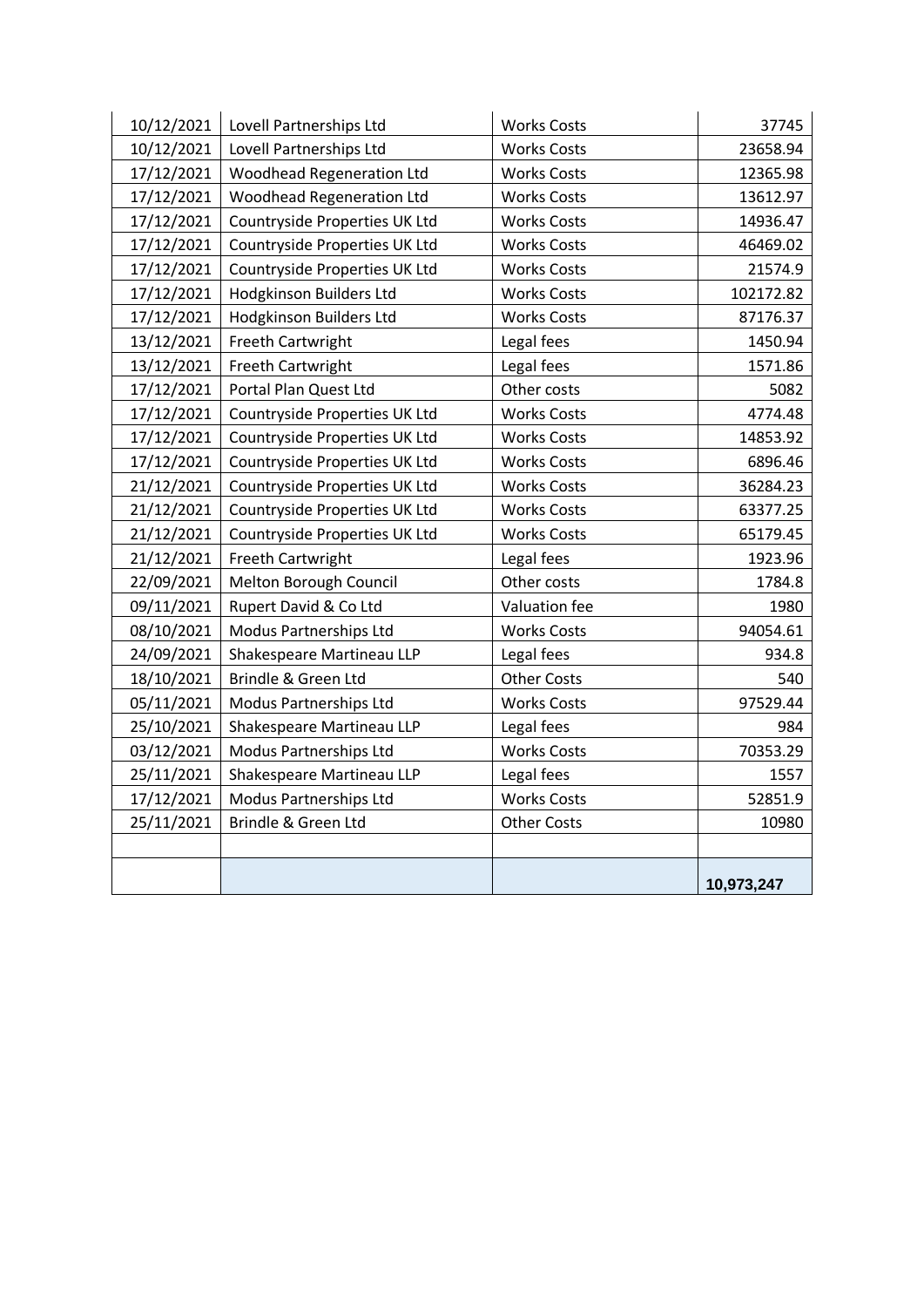| | | | |
|---|---|---|---|
| 10/12/2021 | Lovell Partnerships Ltd | Works Costs | 37745 |
| 10/12/2021 | Lovell Partnerships Ltd | Works Costs | 23658.94 |
| 17/12/2021 | Woodhead Regeneration Ltd | Works Costs | 12365.98 |
| 17/12/2021 | Woodhead Regeneration Ltd | Works Costs | 13612.97 |
| 17/12/2021 | Countryside Properties UK Ltd | Works Costs | 14936.47 |
| 17/12/2021 | Countryside Properties UK Ltd | Works Costs | 46469.02 |
| 17/12/2021 | Countryside Properties UK Ltd | Works Costs | 21574.9 |
| 17/12/2021 | Hodgkinson Builders Ltd | Works Costs | 102172.82 |
| 17/12/2021 | Hodgkinson Builders Ltd | Works Costs | 87176.37 |
| 13/12/2021 | Freeth Cartwright | Legal fees | 1450.94 |
| 13/12/2021 | Freeth Cartwright | Legal fees | 1571.86 |
| 17/12/2021 | Portal Plan Quest Ltd | Other costs | 5082 |
| 17/12/2021 | Countryside Properties UK Ltd | Works Costs | 4774.48 |
| 17/12/2021 | Countryside Properties UK Ltd | Works Costs | 14853.92 |
| 17/12/2021 | Countryside Properties UK Ltd | Works Costs | 6896.46 |
| 21/12/2021 | Countryside Properties UK Ltd | Works Costs | 36284.23 |
| 21/12/2021 | Countryside Properties UK Ltd | Works Costs | 63377.25 |
| 21/12/2021 | Countryside Properties UK Ltd | Works Costs | 65179.45 |
| 21/12/2021 | Freeth Cartwright | Legal fees | 1923.96 |
| 22/09/2021 | Melton Borough Council | Other costs | 1784.8 |
| 09/11/2021 | Rupert David & Co Ltd | Valuation fee | 1980 |
| 08/10/2021 | Modus Partnerships Ltd | Works Costs | 94054.61 |
| 24/09/2021 | Shakespeare Martineau LLP | Legal fees | 934.8 |
| 18/10/2021 | Brindle & Green Ltd | Other Costs | 540 |
| 05/11/2021 | Modus Partnerships Ltd | Works Costs | 97529.44 |
| 25/10/2021 | Shakespeare Martineau LLP | Legal fees | 984 |
| 03/12/2021 | Modus Partnerships Ltd | Works Costs | 70353.29 |
| 25/11/2021 | Shakespeare Martineau LLP | Legal fees | 1557 |
| 17/12/2021 | Modus Partnerships Ltd | Works Costs | 52851.9 |
| 25/11/2021 | Brindle & Green Ltd | Other Costs | 10980 |
| | | | |
| | | | **10,973,247** |